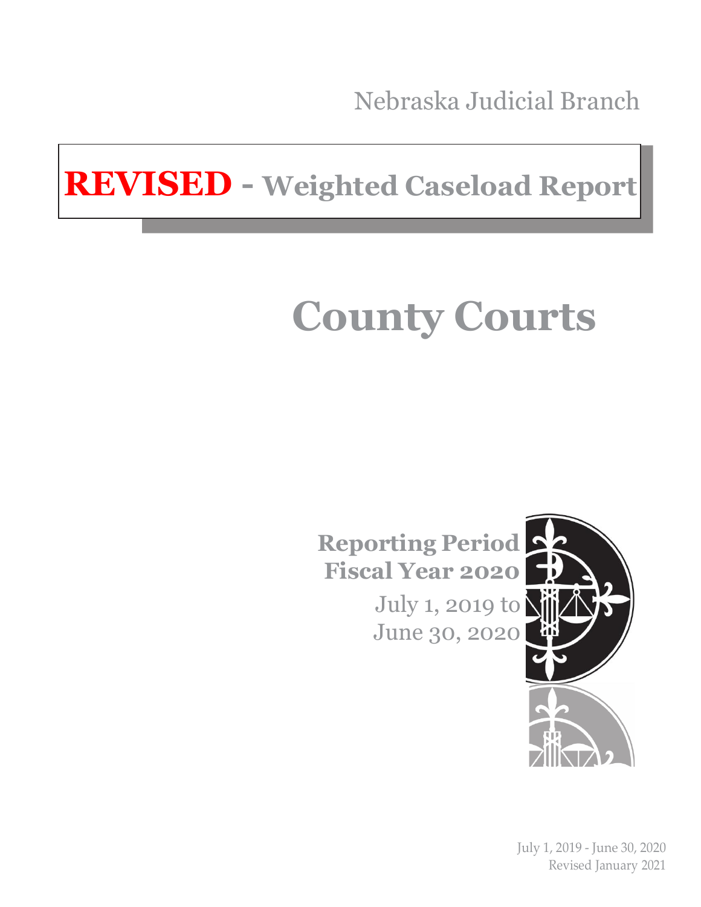Nebraska Judicial Branch

# **REVISED** - Weighted Caseload Report

# County Courts

**Reporting Period**
**Fiscal Year 2020**
July 1, 2019 to
June 30, 2020

July 1, 2019 - June 30, 2020
Revised January 2021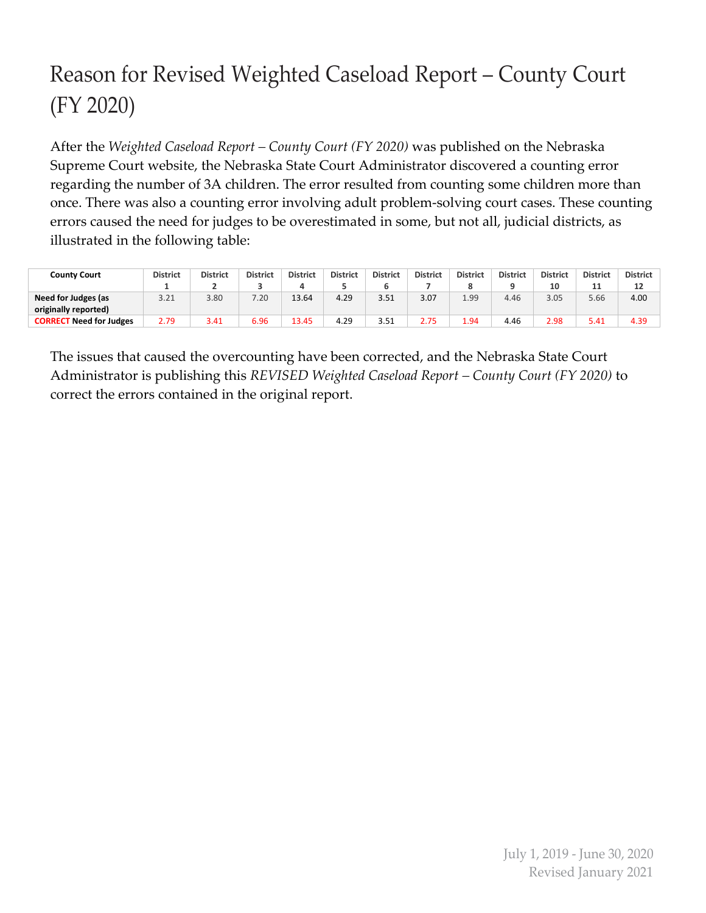# Reason for Revised Weighted Caseload Report – County Court (FY 2020)

After the *Weighted Caseload Report – County Court (FY 2020)* was published on the Nebraska Supreme Court website, the Nebraska State Court Administrator discovered a counting error regarding the number of 3A children. The error resulted from counting some children more than once. There was also a counting error involving adult problem-solving court cases. These counting errors caused the need for judges to be overestimated in some, but not all, judicial districts, as illustrated in the following table:

| County Court | District 1 | District 2 | District 3 | District 4 | District 5 | District 6 | District 7 | District 8 | District 9 | District 10 | District 11 | District 12 |
|---|---|---|---|---|---|---|---|---|---|---|---|---|
| **Need for Judges (as originally reported)** | 3.21 | 3.80 | 7.20 | 13.64 | 4.29 | 3.51 | 3.07 | 1.99 | 4.46 | 3.05 | 5.66 | 4.00 |
| **CORRECT Need for Judges** | 2.79 | 3.41 | 6.96 | 13.45 | 4.29 | 3.51 | 2.75 | 1.94 | 4.46 | 2.98 | 5.41 | 4.39 |

The issues that caused the overcounting have been corrected, and the Nebraska State Court Administrator is publishing this *REVISED Weighted Caseload Report – County Court (FY 2020)* to correct the errors contained in the original report.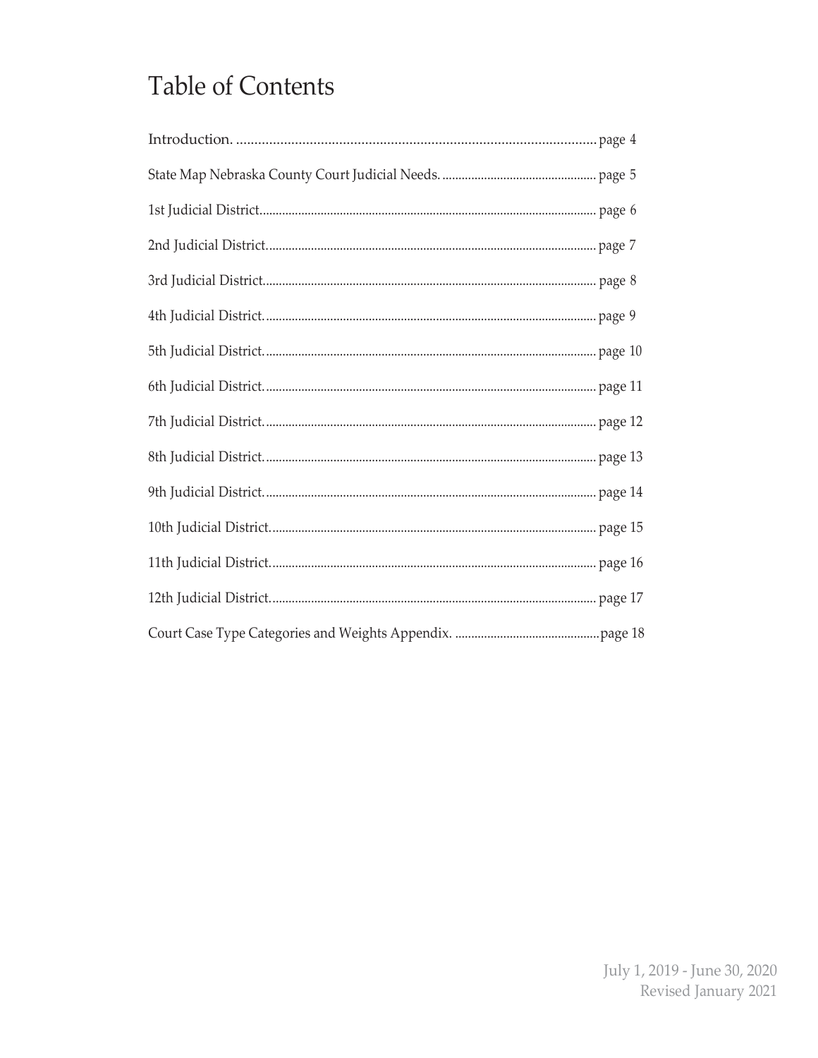# Table of Contents

Introduction. .......... page 4

State Map Nebraska County Court Judicial Needs. .......... page 5

1st Judicial District.......... page 6

2nd Judicial District.......... page 7

3rd Judicial District.......... page 8

4th Judicial District.......... page 9

5th Judicial District.......... page 10

6th Judicial District.......... page 11

7th Judicial District.......... page 12

8th Judicial District.......... page 13

9th Judicial District.......... page 14

10th Judicial District.......... page 15

11th Judicial District.......... page 16

12th Judicial District.......... page 17

Court Case Type Categories and Weights Appendix. .......... page 18

July 1, 2019 - June 30, 2020
Revised January 2021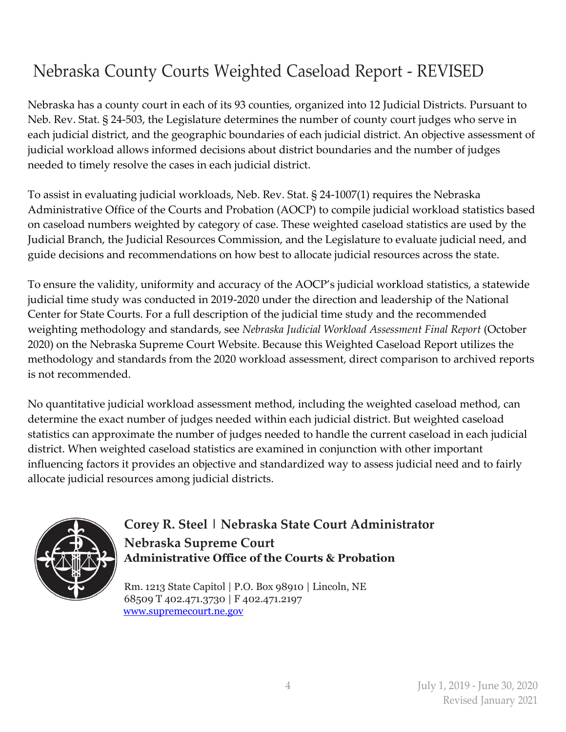# Nebraska County Courts Weighted Caseload Report - REVISED

Nebraska has a county court in each of its 93 counties, organized into 12 Judicial Districts. Pursuant to Neb. Rev. Stat. § 24-503, the Legislature determines the number of county court judges who serve in each judicial district, and the geographic boundaries of each judicial district. An objective assessment of judicial workload allows informed decisions about district boundaries and the number of judges needed to timely resolve the cases in each judicial district.

To assist in evaluating judicial workloads, Neb. Rev. Stat. § 24-1007(1) requires the Nebraska Administrative Office of the Courts and Probation (AOCP) to compile judicial workload statistics based on caseload numbers weighted by category of case. These weighted caseload statistics are used by the Judicial Branch, the Judicial Resources Commission, and the Legislature to evaluate judicial need, and guide decisions and recommendations on how best to allocate judicial resources across the state.

To ensure the validity, uniformity and accuracy of the AOCP's judicial workload statistics, a statewide judicial time study was conducted in 2019-2020 under the direction and leadership of the National Center for State Courts. For a full description of the judicial time study and the recommended weighting methodology and standards, see *Nebraska Judicial Workload Assessment Final Report* (October 2020) on the Nebraska Supreme Court Website. Because this Weighted Caseload Report utilizes the methodology and standards from the 2020 workload assessment, direct comparison to archived reports is not recommended.

No quantitative judicial workload assessment method, including the weighted caseload method, can determine the exact number of judges needed within each judicial district. But weighted caseload statistics can approximate the number of judges needed to handle the current caseload in each judicial district. When weighted caseload statistics are examined in conjunction with other important influencing factors it provides an objective and standardized way to assess judicial need and to fairly allocate judicial resources among judicial districts.

**Corey R. Steel | Nebraska State Court Administrator**
**Nebraska Supreme Court**
**Administrative Office of the Courts & Probation**

Rm. 1213 State Capitol | P.O. Box 98910 | Lincoln, NE 68509 T 402.471.3730 | F 402.471.2197
www.supremecourt.ne.gov

July 1, 2019 - June 30, 2020
Revised January 2021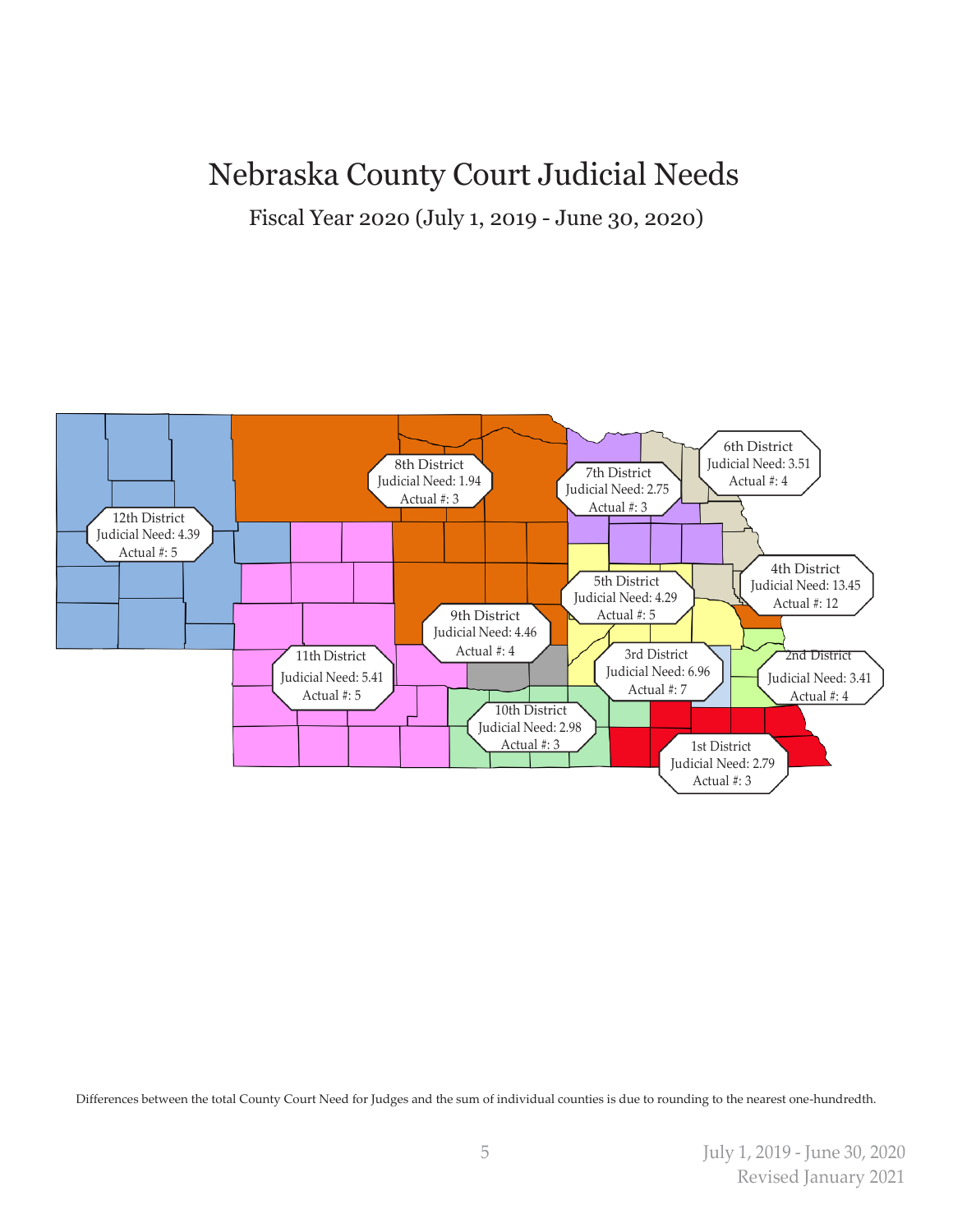# Nebraska County Court Judicial Needs

Fiscal Year 2020 (July 1, 2019 - June 30, 2020)

12th District
Judicial Need: 4.39
Actual #: 5

8th District
Judicial Need: 1.94
Actual #: 3

7th District
Judicial Need: 2.75
Actual #: 3

6th District
Judicial Need: 3.51
Actual #: 4

4th District
Judicial Need: 13.45
Actual #: 12

5th District
Judicial Need: 4.29
Actual #: 5

9th District
Judicial Need: 4.46
Actual #: 4

11th District
Judicial Need: 5.41
Actual #: 5

3rd District
Judicial Need: 6.96
Actual #: 7

2nd District
Judicial Need: 3.41
Actual #: 4

10th District
Judicial Need: 2.98
Actual #: 3

1st District
Judicial Need: 2.79
Actual #: 3

Differences between the total County Court Need for Judges and the sum of individual counties is due to rounding to the nearest one-hundredth.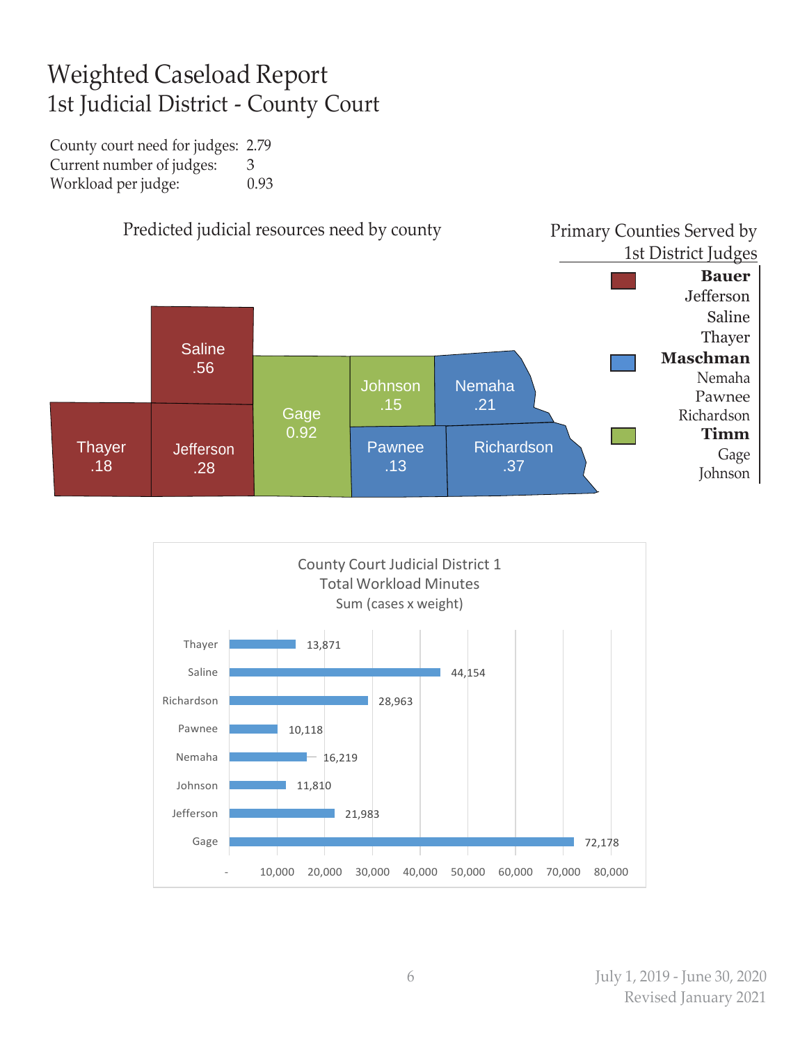# Weighted Caseload Report
## 1st Judicial District - County Court

| | |
|---|---|
| County court need for judges: | 2.79 |
| Current number of judges: | 3 |
| Workload per judge: | 0.93 |

### Predicted judicial resources need by county

| County | Need |
|---|---|
| Saline | .56 |
| Thayer | .18 |
| Jefferson | .28 |
| Gage | 0.92 |
| Johnson | .15 |
| Nemaha | .21 |
| Pawnee | .13 |
| Richardson | .37 |

### Primary Counties Served by 1st District Judges

**Bauer**
- Jefferson
- Saline
- Thayer

**Maschman**
- Nemaha
- Pawnee
- Richardson

**Timm**
- Gage
- Johnson

### County Court Judicial District 1 Total Workload Minutes Sum (cases x weight)

| County | Total Workload Minutes |
|---|---|
| Thayer | 13,871 |
| Saline | 44,154 |
| Richardson | 28,963 |
| Pawnee | 10,118 |
| Nemaha | 16,219 |
| Johnson | 11,810 |
| Jefferson | 21,983 |
| Gage | 72,178 |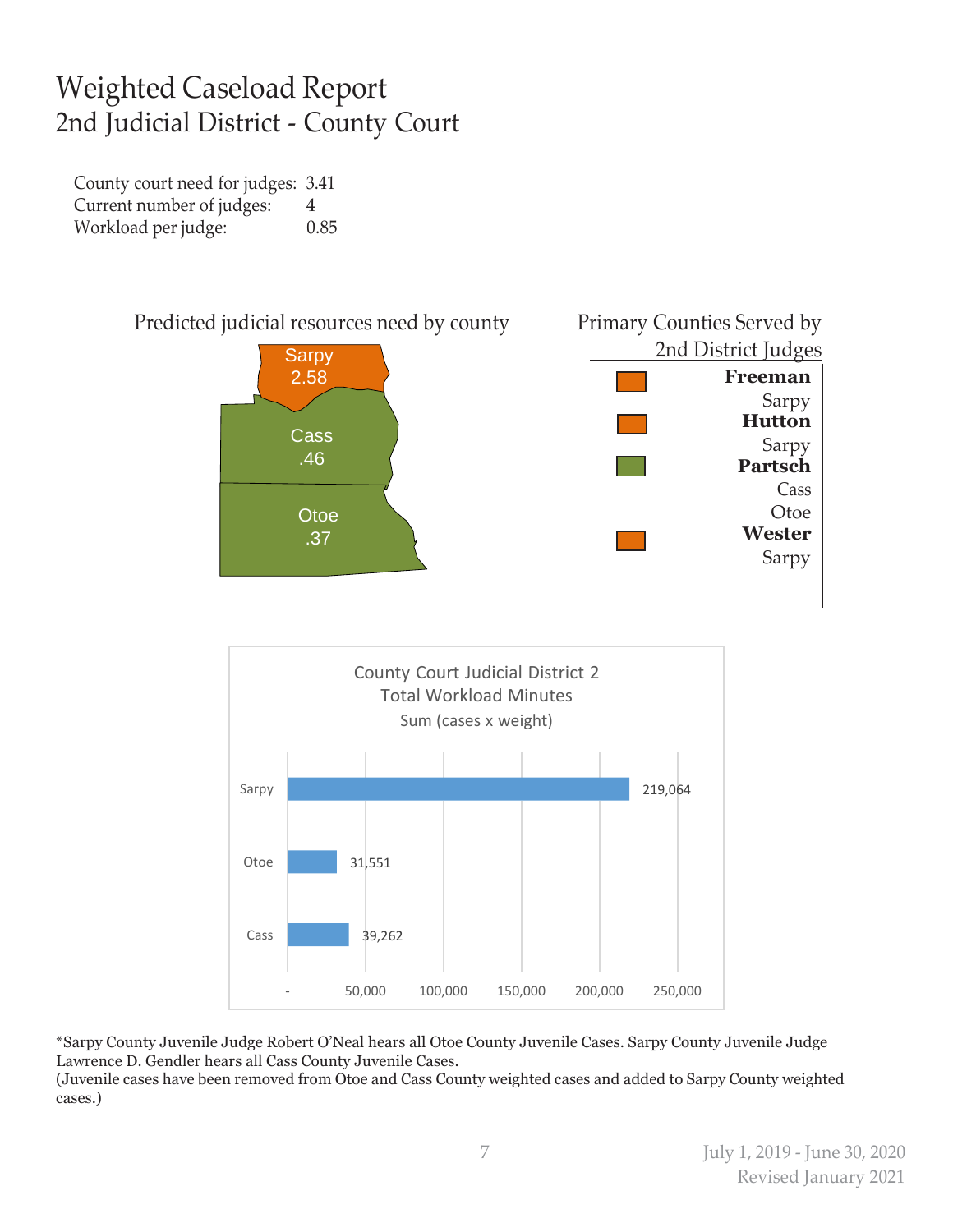# Weighted Caseload Report
## 2nd Judicial District - County Court

| | |
|---|---|
| County court need for judges: | 3.41 |
| Current number of judges: | 4 |
| Workload per judge: | 0.85 |

### Predicted judicial resources need by county

| County | Need |
|---|---|
| Sarpy | 2.58 |
| Cass | .46 |
| Otoe | .37 |

### Primary Counties Served by 2nd District Judges

| Judge | Counties |
|---|---|
| **Freeman** | Sarpy |
| **Hutton** | Sarpy |
| **Partsch** | Cass, Otoe |
| **Wester** | Sarpy |

### County Court Judicial District 2 Total Workload Minutes
Sum (cases x weight)

| County | Total Workload Minutes |
|---|---|
| Sarpy | 219,064 |
| Otoe | 31,551 |
| Cass | 39,262 |

*Sarpy County Juvenile Judge Robert O'Neal hears all Otoe County Juvenile Cases. Sarpy County Juvenile Judge Lawrence D. Gendler hears all Cass County Juvenile Cases.
(Juvenile cases have been removed from Otoe and Cass County weighted cases and added to Sarpy County weighted cases.)

July 1, 2019 - June 30, 2020
Revised January 2021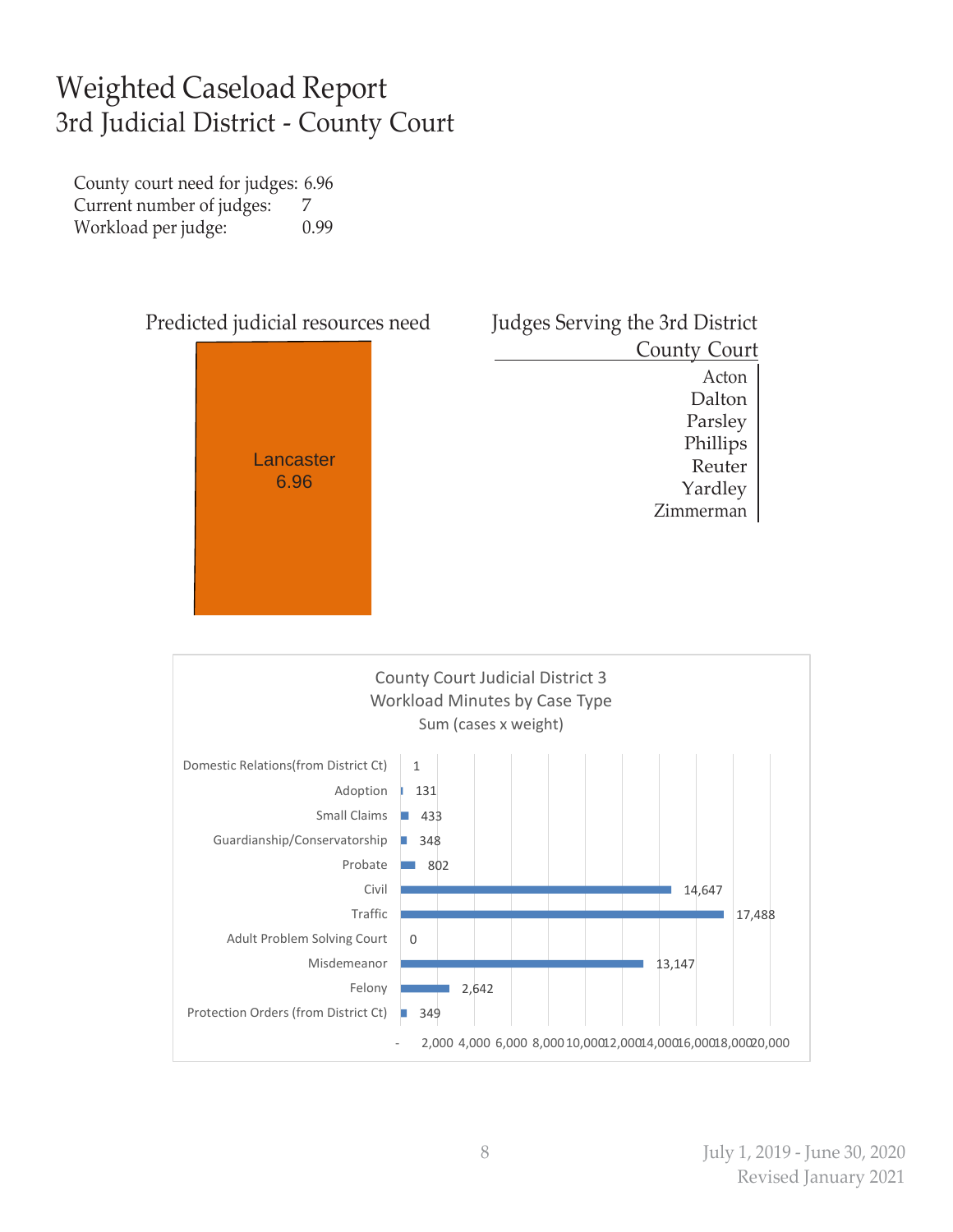# Weighted Caseload Report
## 3rd Judicial District - County Court

County court need for judges: 6.96
Current number of judges: 7
Workload per judge: 0.99

### Predicted judicial resources need

Lancaster
6.96

### Judges Serving the 3rd District County Court

- Acton
- Dalton
- Parsley
- Phillips
- Reuter
- Yardley
- Zimmerman

### County Court Judicial District 3
### Workload Minutes by Case Type
Sum (cases x weight)

| Case Type | Workload Minutes |
|---|---|
| Domestic Relations(from District Ct) | 1 |
| Adoption | 131 |
| Small Claims | 433 |
| Guardianship/Conservatorship | 348 |
| Probate | 802 |
| Civil | 14,647 |
| Traffic | 17,488 |
| Adult Problem Solving Court | 0 |
| Misdemeanor | 13,147 |
| Felony | 2,642 |
| Protection Orders (from District Ct) | 349 |

July 1, 2019 - June 30, 2020
Revised January 2021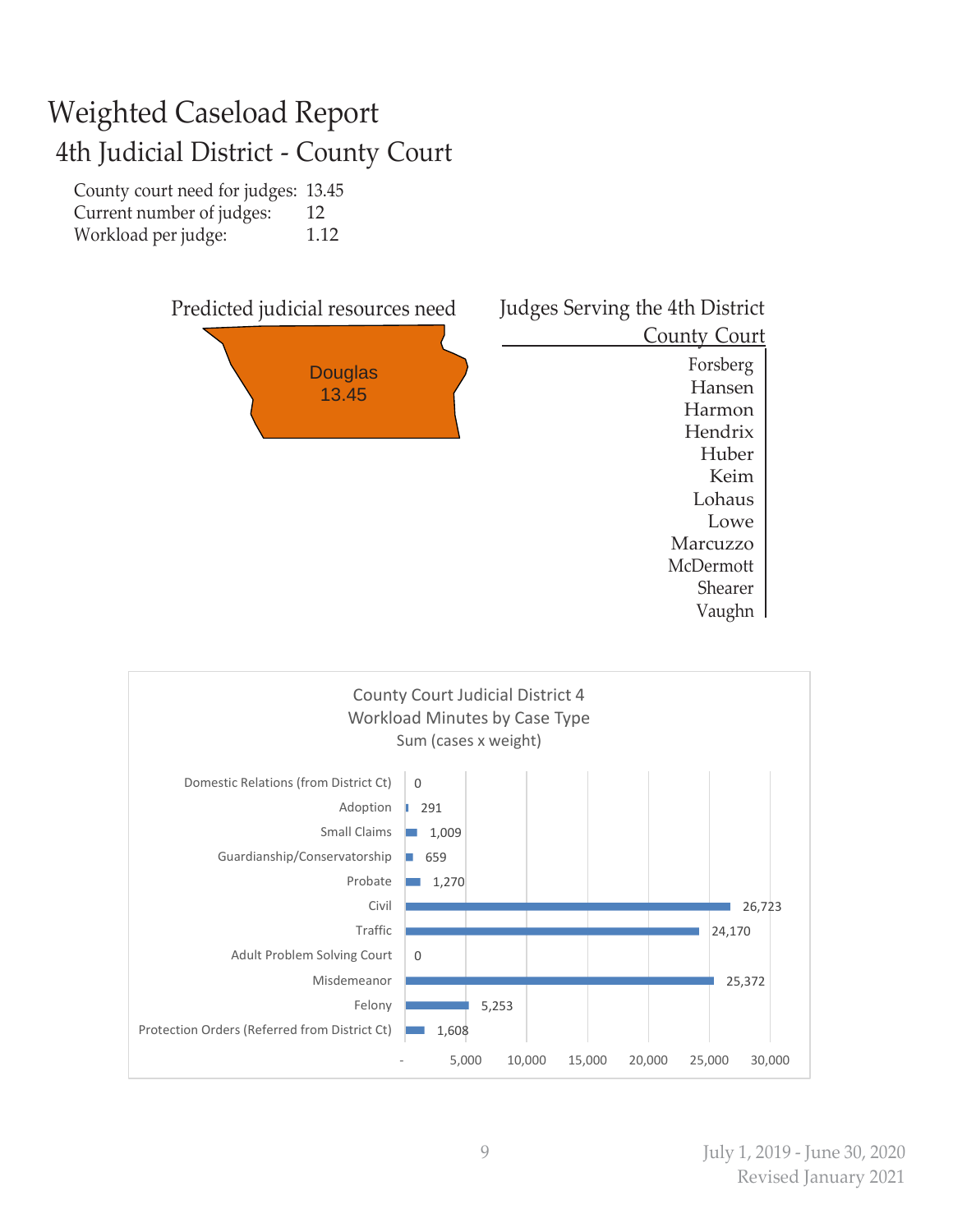# Weighted Caseload Report

## 4th Judicial District - County Court

County court need for judges: 13.45
Current number of judges: 12
Workload per judge: 1.12

### Predicted judicial resources need

Douglas
13.45

### Judges Serving the 4th District County Court

Forsberg
Hansen
Harmon
Hendrix
Huber
Keim
Lohaus
Lowe
Marcuzzo
McDermott
Shearer
Vaughn

### County Court Judicial District 4
### Workload Minutes by Case Type
Sum (cases x weight)

| Case Type | Workload Minutes |
|---|---|
| Domestic Relations (from District Ct) | 0 |
| Adoption | 291 |
| Small Claims | 1,009 |
| Guardianship/Conservatorship | 659 |
| Probate | 1,270 |
| Civil | 26,723 |
| Traffic | 24,170 |
| Adult Problem Solving Court | 0 |
| Misdemeanor | 25,372 |
| Felony | 5,253 |
| Protection Orders (Referred from District Ct) | 1,608 |

July 1, 2019 - June 30, 2020
Revised January 2021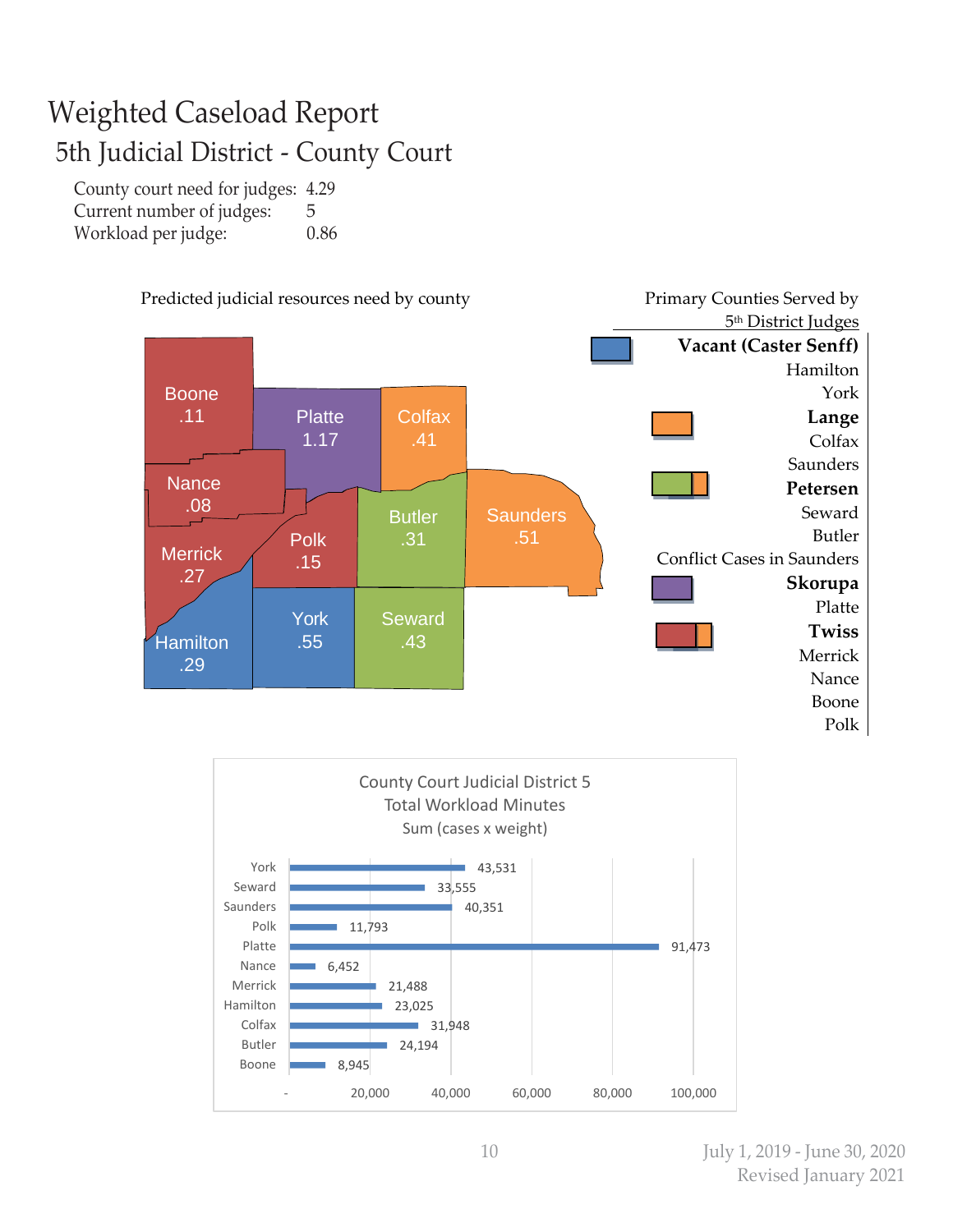# Weighted Caseload Report

## 5th Judicial District - County Court

County court need for judges: 4.29
Current number of judges: 5
Workload per judge: 0.86

Predicted judicial resources need by county

| County | Need |
|---|---|
| Boone | .11 |
| Platte | 1.17 |
| Colfax | .41 |
| Nance | .08 |
| Butler | .31 |
| Saunders | .51 |
| Merrick | .27 |
| Polk | .15 |
| Hamilton | .29 |
| York | .55 |
| Seward | .43 |

Primary Counties Served by 5th District Judges

**Vacant (Caster Senff)**
Hamilton
York

**Lange**
Colfax
Saunders

**Petersen**
Seward
Butler
Conflict Cases in Saunders

**Skorupa**
Platte

**Twiss**
Merrick
Nance
Boone
Polk

County Court Judicial District 5
Total Workload Minutes
Sum (cases x weight)

| County | Total Workload Minutes |
|---|---|
| York | 43,531 |
| Seward | 33,555 |
| Saunders | 40,351 |
| Polk | 11,793 |
| Platte | 91,473 |
| Nance | 6,452 |
| Merrick | 21,488 |
| Hamilton | 23,025 |
| Colfax | 31,948 |
| Butler | 24,194 |
| Boone | 8,945 |

July 1, 2019 - June 30, 2020
Revised January 2021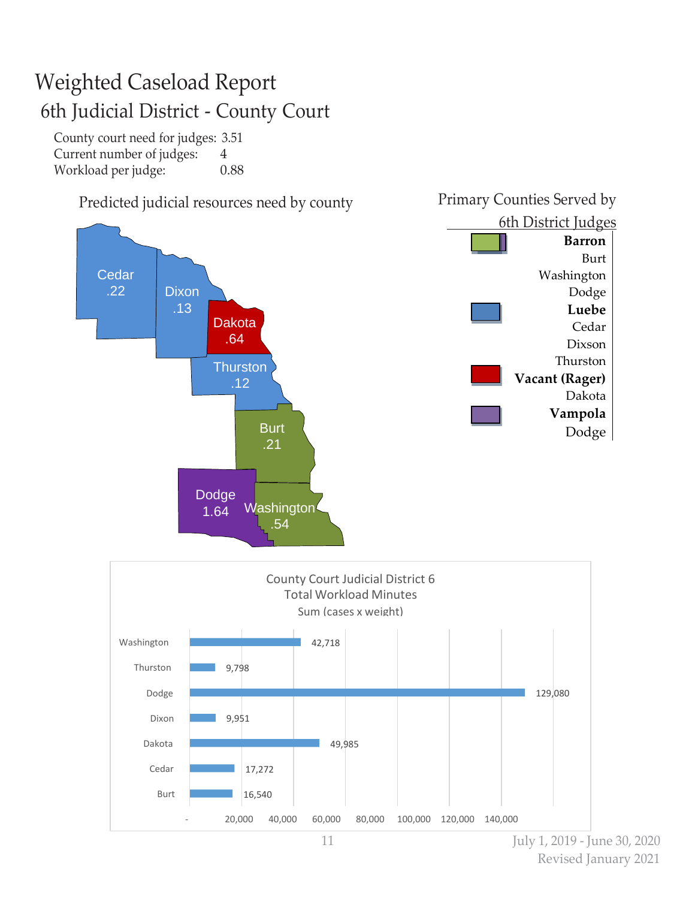# Weighted Caseload Report

## 6th Judicial District - County Court

County court need for judges: 3.51
Current number of judges: 4
Workload per judge: 0.88

### Predicted judicial resources need by county

| County | Predicted need |
|---|---|
| Cedar | .22 |
| Dixon | .13 |
| Dakota | .64 |
| Thurston | .12 |
| Burt | .21 |
| Dodge | 1.64 |
| Washington | .54 |

### Primary Counties Served by 6th District Judges

**Barron**
Burt
Washington
Dodge

**Luebe**
Cedar
Dixson
Thurston

**Vacant (Rager)**
Dakota

**Vampola**
Dodge

### County Court Judicial District 6 Total Workload Minutes
Sum (cases x weight)

| County | Total Workload Minutes |
|---|---|
| Washington | 42,718 |
| Thurston | 9,798 |
| Dodge | 129,080 |
| Dixon | 9,951 |
| Dakota | 49,985 |
| Cedar | 17,272 |
| Burt | 16,540 |

July 1, 2019 - June 30, 2020
Revised January 2021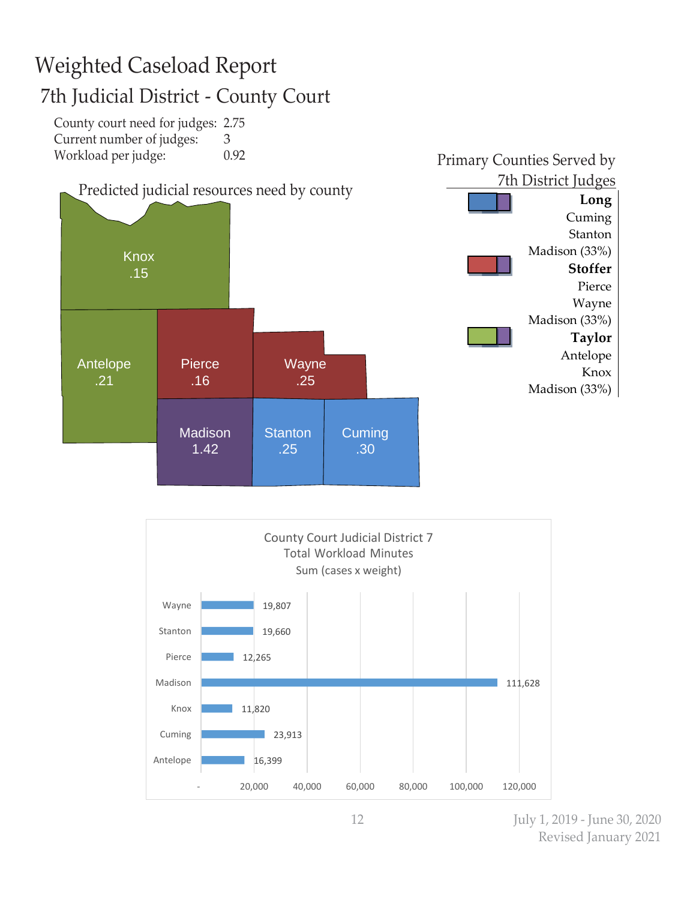# Weighted Caseload Report

## 7th Judicial District - County Court

County court need for judges: 2.75
Current number of judges: 3
Workload per judge: 0.92

### Predicted judicial resources need by county

| County | Need |
|---|---|
| Knox | .15 |
| Antelope | .21 |
| Pierce | .16 |
| Wayne | .25 |
| Madison | 1.42 |
| Stanton | .25 |
| Cuming | .30 |

### Primary Counties Served by 7th District Judges

**Long**
Cuming
Stanton
Madison (33%)

**Stoffer**
Pierce
Wayne
Madison (33%)

**Taylor**
Antelope
Knox
Madison (33%)

### County Court Judicial District 7 Total Workload Minutes Sum (cases x weight)

| County | Total Workload Minutes |
|---|---|
| Wayne | 19,807 |
| Stanton | 19,660 |
| Pierce | 12,265 |
| Madison | 111,628 |
| Knox | 11,820 |
| Cuming | 23,913 |
| Antelope | 16,399 |

July 1, 2019 - June 30, 2020
Revised January 2021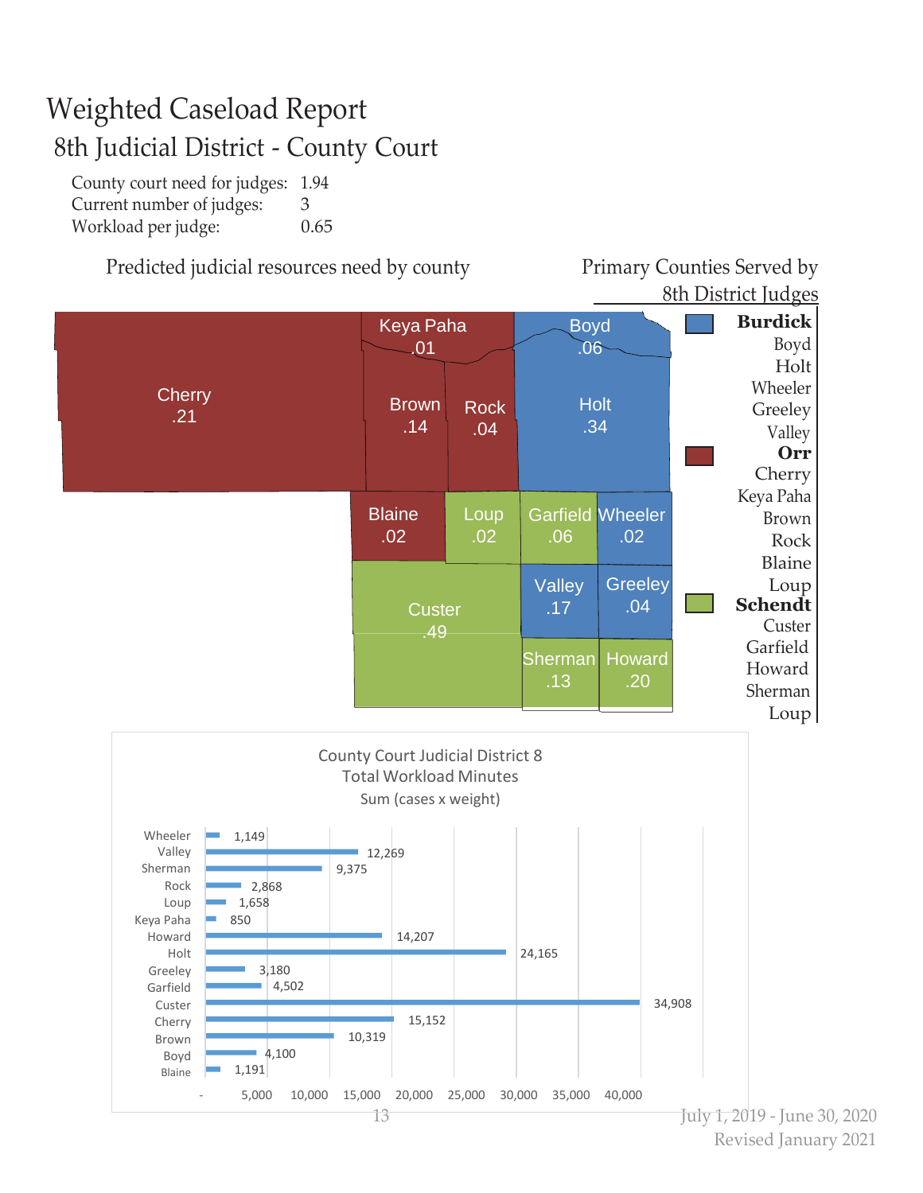# Weighted Caseload Report

## 8th Judicial District - County Court

County court need for judges: 1.94
Current number of judges: 3
Workload per judge: 0.65

### Predicted judicial resources need by county

| County | Predicted need |
|---|---|
| Cherry | .21 |
| Keya Paha | .01 |
| Brown | .14 |
| Rock | .04 |
| Boyd | .06 |
| Holt | .34 |
| Blaine | .02 |
| Loup | .02 |
| Garfield | .06 |
| Wheeler | .02 |
| Custer | .49 |
| Valley | .17 |
| Greeley | .04 |
| Sherman | .13 |
| Howard | .20 |

### Primary Counties Served by 8th District Judges

**Burdick**
Boyd
Holt
Wheeler
Greeley
Valley

**Orr**
Cherry
Keya Paha
Brown
Rock
Blaine
Loup

**Schendt**
Custer
Garfield
Howard
Sherman
Loup

### County Court Judicial District 8
Total Workload Minutes
Sum (cases x weight)

| County | Total Workload Minutes |
|---|---|
| Wheeler | 1,149 |
| Valley | 12,269 |
| Sherman | 9,375 |
| Rock | 2,868 |
| Loup | 1,658 |
| Keya Paha | 850 |
| Howard | 14,207 |
| Holt | 24,165 |
| Greeley | 3,180 |
| Garfield | 4,502 |
| Custer | 34,908 |
| Cherry | 15,152 |
| Brown | 10,319 |
| Boyd | 4,100 |
| Blaine | 1,191 |

July 1, 2019 - June 30, 2020
Revised January 2021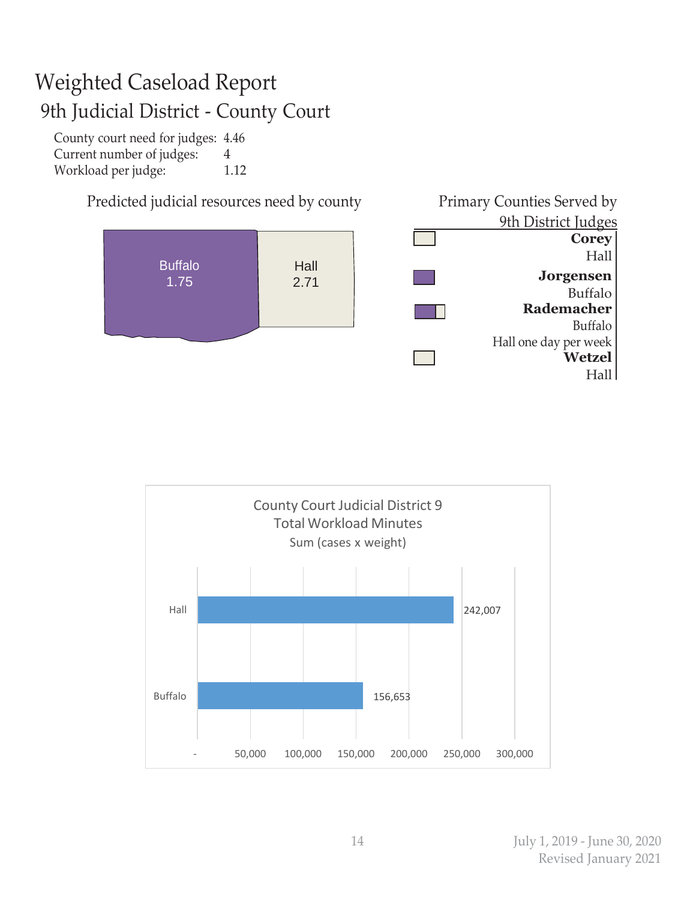# Weighted Caseload Report

## 9th Judicial District - County Court

| | |
|---|---|
| County court need for judges: | 4.46 |
| Current number of judges: | 4 |
| Workload per judge: | 1.12 |

### Predicted judicial resources need by county

Buffalo 1.75

Hall 2.71

### Primary Counties Served by 9th District Judges

**Corey**
Hall

**Jorgensen**
Buffalo

**Rademacher**
Buffalo
Hall one day per week

**Wetzel**
Hall

### County Court Judicial District 9 Total Workload Minutes

Sum (cases x weight)

| County | Total Workload Minutes |
|---|---|
| Hall | 242,007 |
| Buffalo | 156,653 |

July 1, 2019 - June 30, 2020
Revised January 2021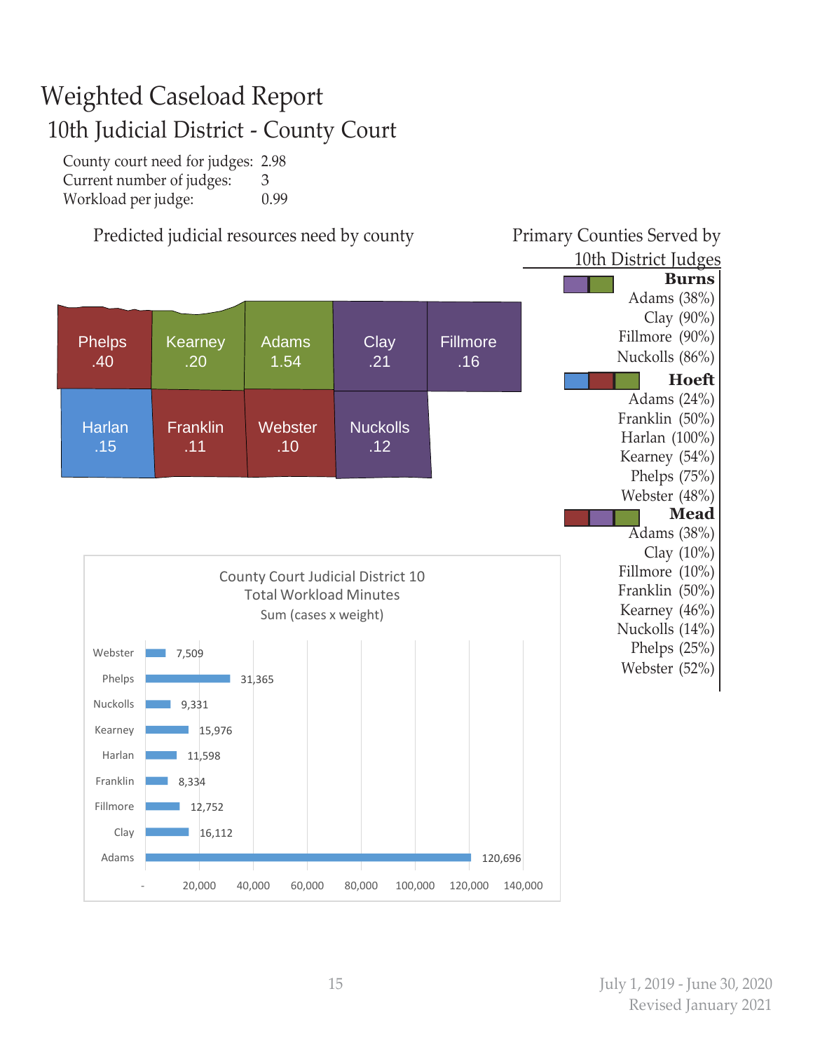# Weighted Caseload Report

## 10th Judicial District - County Court

| | |
|---|---|
| County court need for judges: | 2.98 |
| Current number of judges: | 3 |
| Workload per judge: | 0.99 |

### Predicted judicial resources need by county

| County | Need |
|---|---|
| Phelps | .40 |
| Kearney | .20 |
| Adams | 1.54 |
| Clay | .21 |
| Fillmore | .16 |
| Harlan | .15 |
| Franklin | .11 |
| Webster | .10 |
| Nuckolls | .12 |

### Primary Counties Served by 10th District Judges

**Burns**
- Adams (38%)
- Clay (90%)
- Fillmore (90%)
- Nuckolls (86%)

**Hoeft**
- Adams (24%)
- Franklin (50%)
- Harlan (100%)
- Kearney (54%)
- Phelps (75%)
- Webster (48%)

**Mead**
- Adams (38%)
- Clay (10%)
- Fillmore (10%)
- Franklin (50%)
- Kearney (46%)
- Nuckolls (14%)
- Phelps (25%)
- Webster (52%)

### County Court Judicial District 10 Total Workload Minutes
Sum (cases x weight)

| County | Workload Minutes |
|---|---|
| Webster | 7,509 |
| Phelps | 31,365 |
| Nuckolls | 9,331 |
| Kearney | 15,976 |
| Harlan | 11,598 |
| Franklin | 8,334 |
| Fillmore | 12,752 |
| Clay | 16,112 |
| Adams | 120,696 |

July 1, 2019 - June 30, 2020
Revised January 2021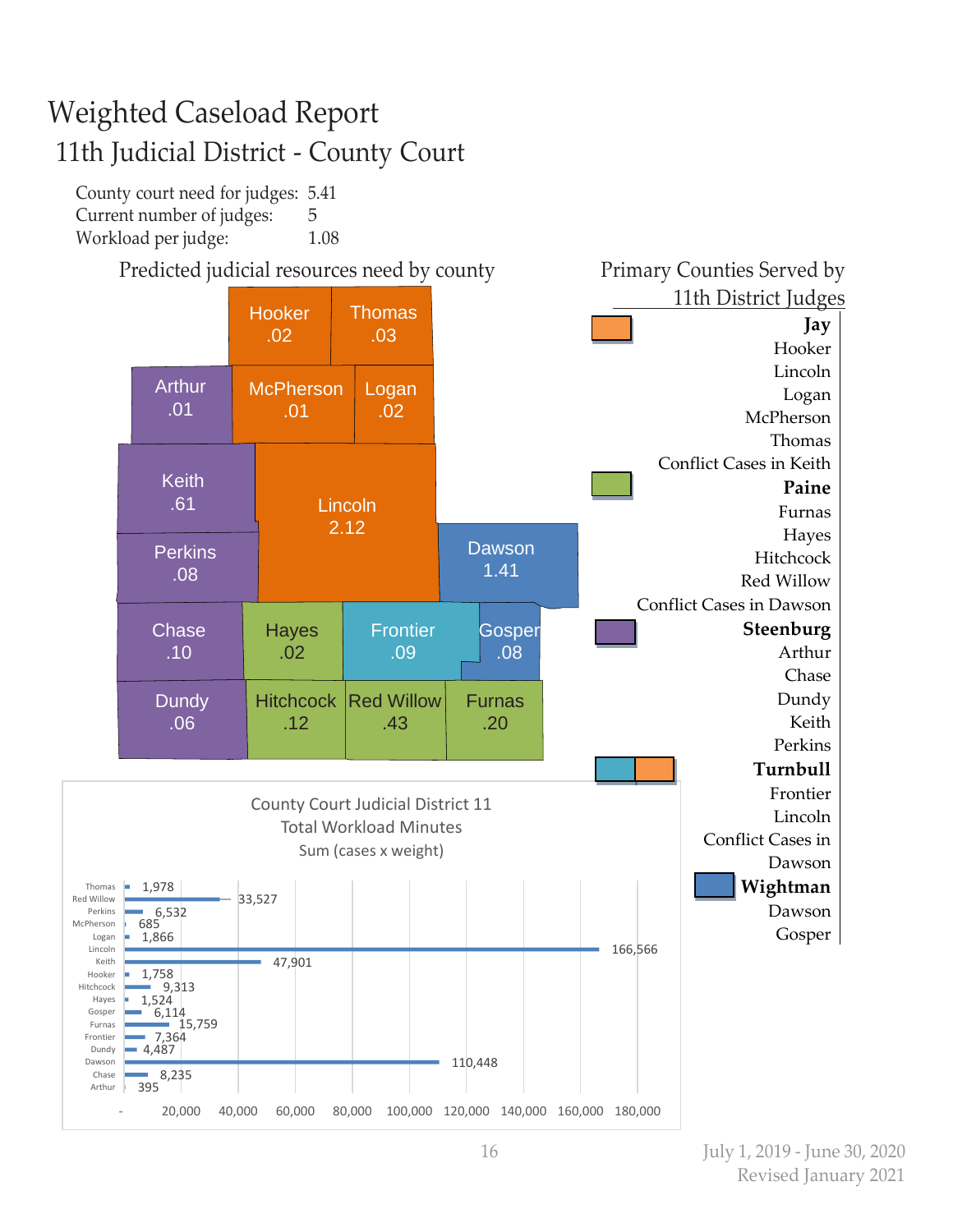# Weighted Caseload Report

## 11th Judicial District - County Court

County court need for judges: 5.41
Current number of judges: 5
Workload per judge: 1.08

### Predicted judicial resources need by county

| County | Need |
|---|---|
| Hooker | .02 |
| Thomas | .03 |
| Arthur | .01 |
| McPherson | .01 |
| Logan | .02 |
| Keith | .61 |
| Lincoln | 2.12 |
| Perkins | .08 |
| Dawson | 1.41 |
| Chase | .10 |
| Hayes | .02 |
| Frontier | .09 |
| Gosper | .08 |
| Dundy | .06 |
| Hitchcock | .12 |
| Red Willow | .43 |
| Furnas | .20 |

### Primary Counties Served by 11th District Judges

**Jay**
Hooker
Lincoln
Logan
McPherson
Thomas
Conflict Cases in Keith

**Paine**
Furnas
Hayes
Hitchcock
Red Willow
Conflict Cases in Dawson

**Steenburg**
Arthur
Chase
Dundy
Keith
Perkins

**Turnbull**
Frontier
Lincoln
Conflict Cases in Dawson

**Wightman**
Dawson
Gosper

### County Court Judicial District 11 Total Workload Minutes Sum (cases x weight)

| County | Total Workload Minutes |
|---|---|
| Thomas | 1,978 |
| Red Willow | 33,527 |
| Perkins | 6,532 |
| McPherson | 685 |
| Logan | 1,866 |
| Lincoln | 166,566 |
| Keith | 47,901 |
| Hooker | 1,758 |
| Hitchcock | 9,313 |
| Hayes | 1,524 |
| Gosper | 6,114 |
| Furnas | 15,759 |
| Frontier | 7,364 |
| Dundy | 4,487 |
| Dawson | 110,448 |
| Chase | 8,235 |
| Arthur | 395 |

July 1, 2019 - June 30, 2020
Revised January 2021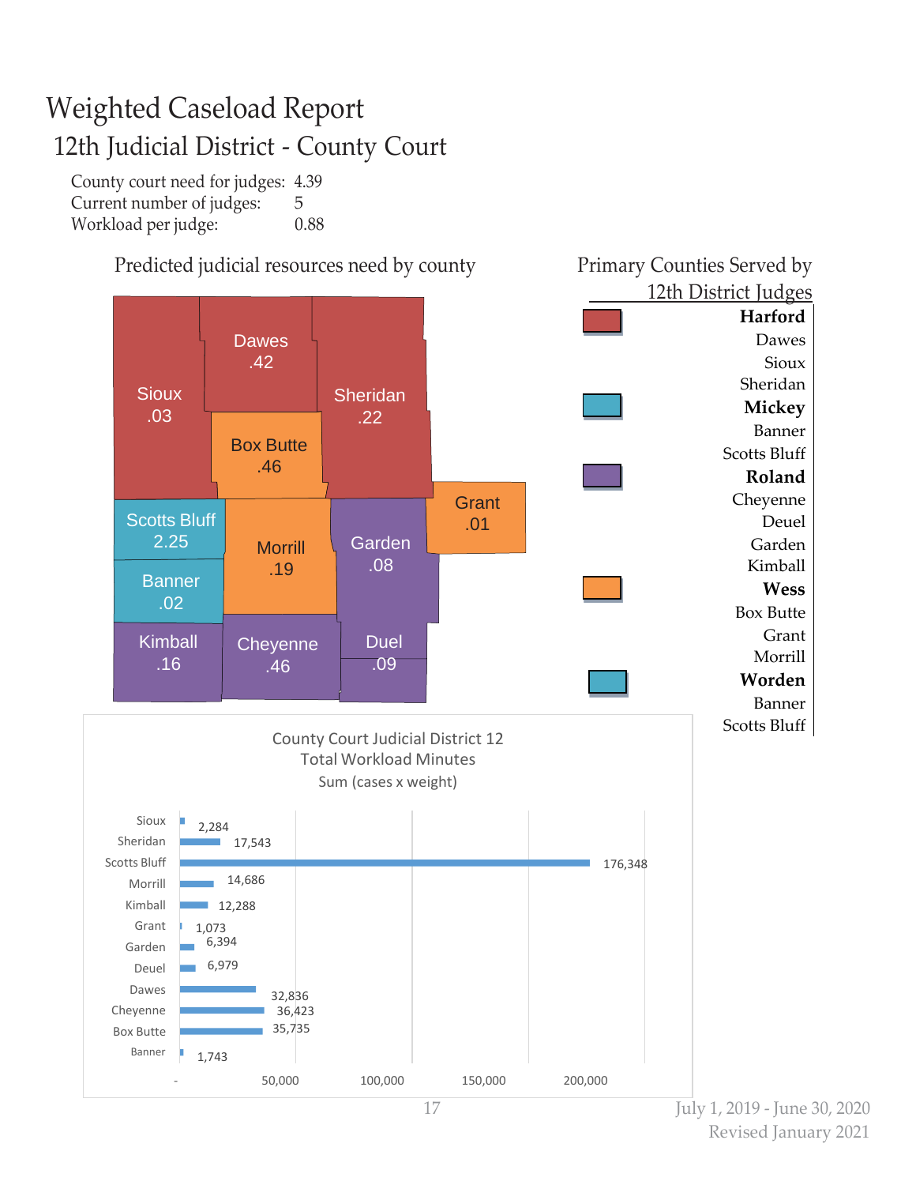# Weighted Caseload Report

## 12th Judicial District - County Court

County court need for judges: 4.39
Current number of judges: 5
Workload per judge: 0.88

### Predicted judicial resources need by county

| County | Need |
|---|---|
| Sioux | .03 |
| Dawes | .42 |
| Sheridan | .22 |
| Box Butte | .46 |
| Grant | .01 |
| Scotts Bluff | 2.25 |
| Morrill | .19 |
| Garden | .08 |
| Banner | .02 |
| Kimball | .16 |
| Cheyenne | .46 |
| Duel | .09 |

### Primary Counties Served by 12th District Judges

**Harford**
Dawes
Sioux
Sheridan

**Mickey**
Banner
Scotts Bluff

**Roland**
Cheyenne
Deuel
Garden
Kimball

**Wess**
Box Butte
Grant
Morrill

**Worden**
Banner
Scotts Bluff

### County Court Judicial District 12 Total Workload Minutes Sum (cases x weight)

| County | Minutes |
|---|---|
| Sioux | 2,284 |
| Sheridan | 17,543 |
| Scotts Bluff | 176,348 |
| Morrill | 14,686 |
| Kimball | 12,288 |
| Grant | 1,073 |
| Garden | 6,394 |
| Deuel | 6,979 |
| Dawes | 32,836 |
| Cheyenne | 36,423 |
| Box Butte | 35,735 |
| Banner | 1,743 |

July 1, 2019 - June 30, 2020
Revised January 2021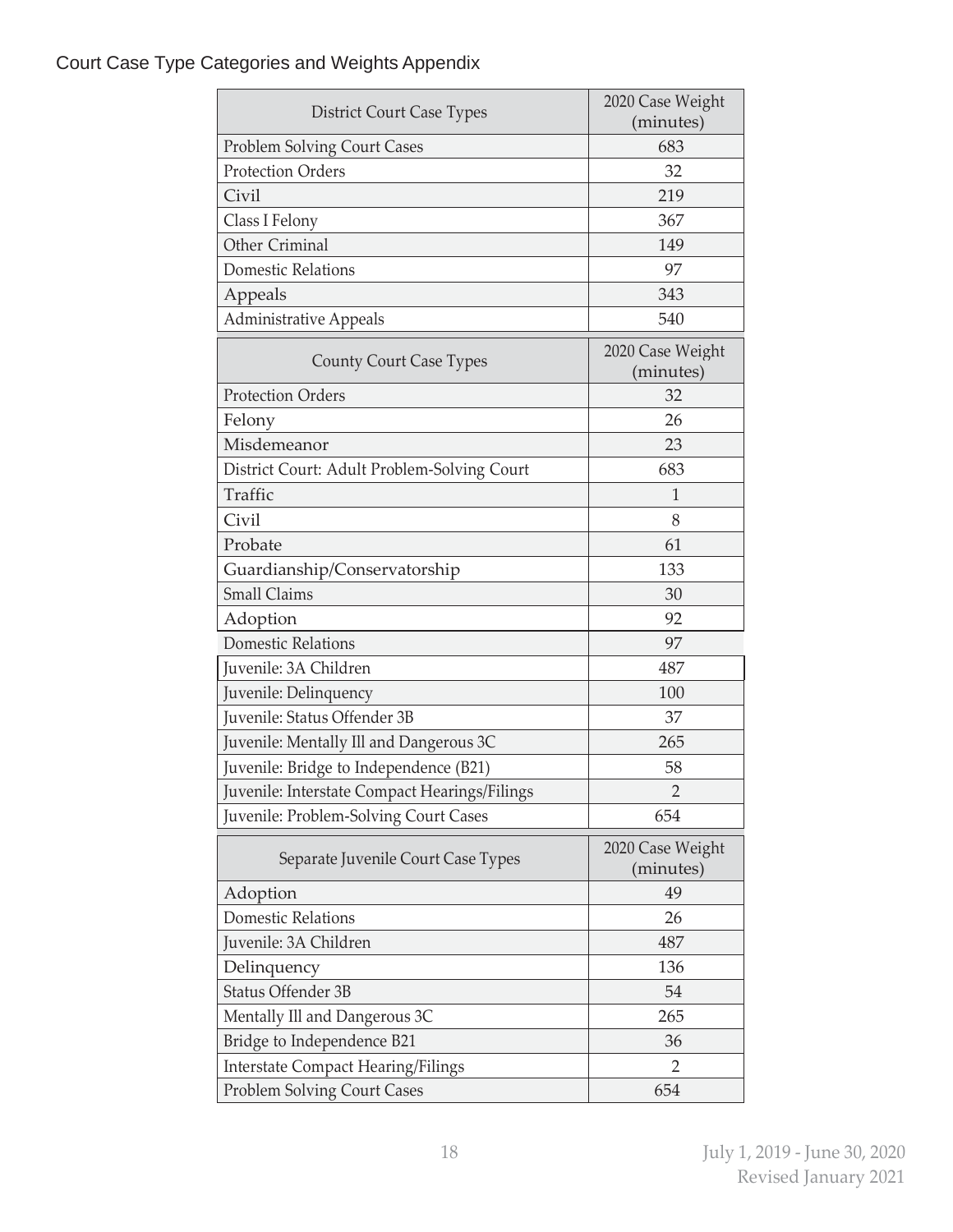## Court Case Type Categories and Weights Appendix

| District Court Case Types | 2020 Case Weight (minutes) |
|---|---|
| Problem Solving Court Cases | 683 |
| Protection Orders | 32 |
| Civil | 219 |
| Class I Felony | 367 |
| Other Criminal | 149 |
| Domestic Relations | 97 |
| Appeals | 343 |
| Administrative Appeals | 540 |

| County Court Case Types | 2020 Case Weight (minutes) |
|---|---|
| Protection Orders | 32 |
| Felony | 26 |
| Misdemeanor | 23 |
| District Court: Adult Problem-Solving Court | 683 |
| Traffic | 1 |
| Civil | 8 |
| Probate | 61 |
| Guardianship/Conservatorship | 133 |
| Small Claims | 30 |
| Adoption | 92 |
| Domestic Relations | 97 |
| Juvenile: 3A Children | 487 |
| Juvenile: Delinquency | 100 |
| Juvenile: Status Offender 3B | 37 |
| Juvenile: Mentally Ill and Dangerous 3C | 265 |
| Juvenile: Bridge to Independence (B21) | 58 |
| Juvenile: Interstate Compact Hearings/Filings | 2 |
| Juvenile: Problem-Solving Court Cases | 654 |

| Separate Juvenile Court Case Types | 2020 Case Weight (minutes) |
|---|---|
| Adoption | 49 |
| Domestic Relations | 26 |
| Juvenile: 3A Children | 487 |
| Delinquency | 136 |
| Status Offender 3B | 54 |
| Mentally Ill and Dangerous 3C | 265 |
| Bridge to Independence B21 | 36 |
| Interstate Compact Hearing/Filings | 2 |
| Problem Solving Court Cases | 654 |